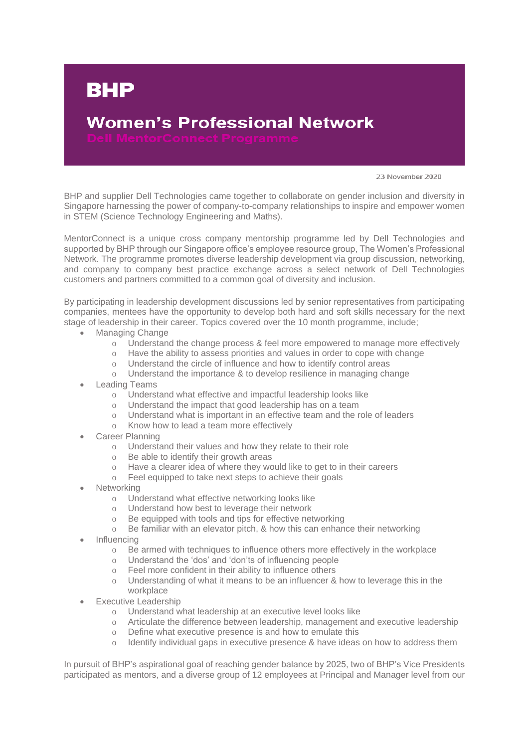# BHP

## Women's Professional Network

### Dell MentorConnect Programme

23 November 2020

BHP and supplier Dell Technologies came together to collaborate on gender inclusion and diversity in Singapore harnessing the power of company-to-company relationships to inspire and empower women in STEM (Science Technology Engineering and Maths).

MentorConnect is a unique cross company mentorship programme led by Dell Technologies and supported by BHP through our Singapore office's employee resource group, The Women's Professional Network. The programme promotes diverse leadership development via group discussion, networking, and company to company best practice exchange across a select network of Dell Technologies customers and partners committed to a common goal of diversity and inclusion.

By participating in leadership development discussions led by senior representatives from participating companies, mentees have the opportunity to develop both hard and soft skills necessary for the next stage of leadership in their career. Topics covered over the 10 month programme, include;

- Managing Change
  - Understand the change process & feel more empowered to manage more effectively
  - Have the ability to assess priorities and values in order to cope with change
  - Understand the circle of influence and how to identify control areas
  - Understand the importance & to develop resilience in managing change
- Leading Teams
  - Understand what effective and impactful leadership looks like
  - Understand the impact that good leadership has on a team
  - Understand what is important in an effective team and the role of leaders
  - Know how to lead a team more effectively
- Career Planning
  - Understand their values and how they relate to their role
  - Be able to identify their growth areas
  - Have a clearer idea of where they would like to get to in their careers
  - Feel equipped to take next steps to achieve their goals
- Networking
  - Understand what effective networking looks like
  - Understand how best to leverage their network
  - Be equipped with tools and tips for effective networking
  - Be familiar with an elevator pitch, & how this can enhance their networking
- Influencing
  - Be armed with techniques to influence others more effectively in the workplace
  - Understand the 'dos' and 'don'ts of influencing people
  - Feel more confident in their ability to influence others
  - Understanding of what it means to be an influencer & how to leverage this in the workplace
- Executive Leadership
  - Understand what leadership at an executive level looks like
  - Articulate the difference between leadership, management and executive leadership
  - Define what executive presence is and how to emulate this
  - Identify individual gaps in executive presence & have ideas on how to address them

In pursuit of BHP's aspirational goal of reaching gender balance by 2025, two of BHP's Vice Presidents participated as mentors, and a diverse group of 12 employees at Principal and Manager level from our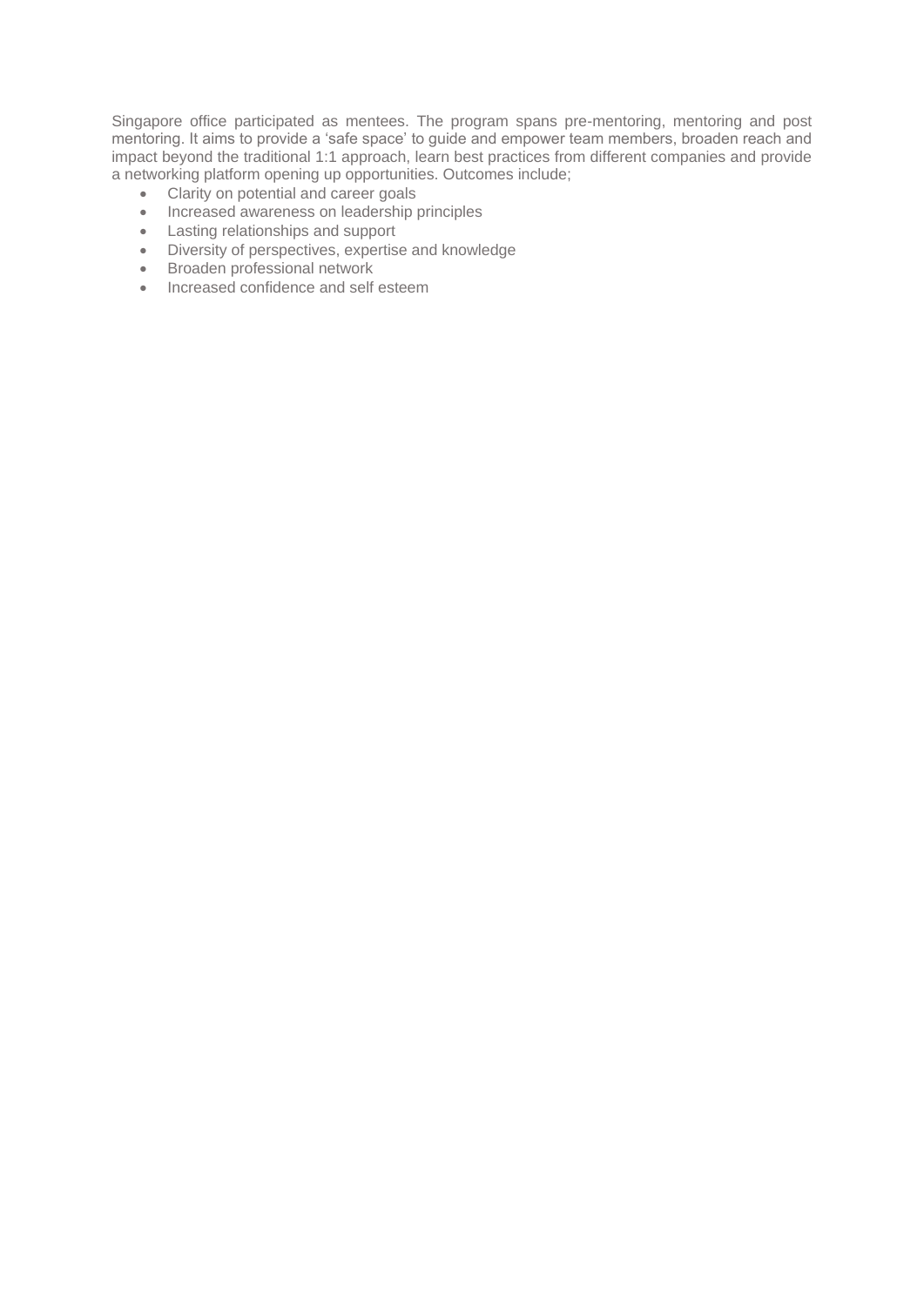Singapore office participated as mentees. The program spans pre-mentoring, mentoring and post mentoring. It aims to provide a 'safe space' to guide and empower team members, broaden reach and impact beyond the traditional 1:1 approach, learn best practices from different companies and provide a networking platform opening up opportunities. Outcomes include;

- Clarity on potential and career goals
- Increased awareness on leadership principles
- Lasting relationships and support
- Diversity of perspectives, expertise and knowledge
- Broaden professional network
- Increased confidence and self esteem